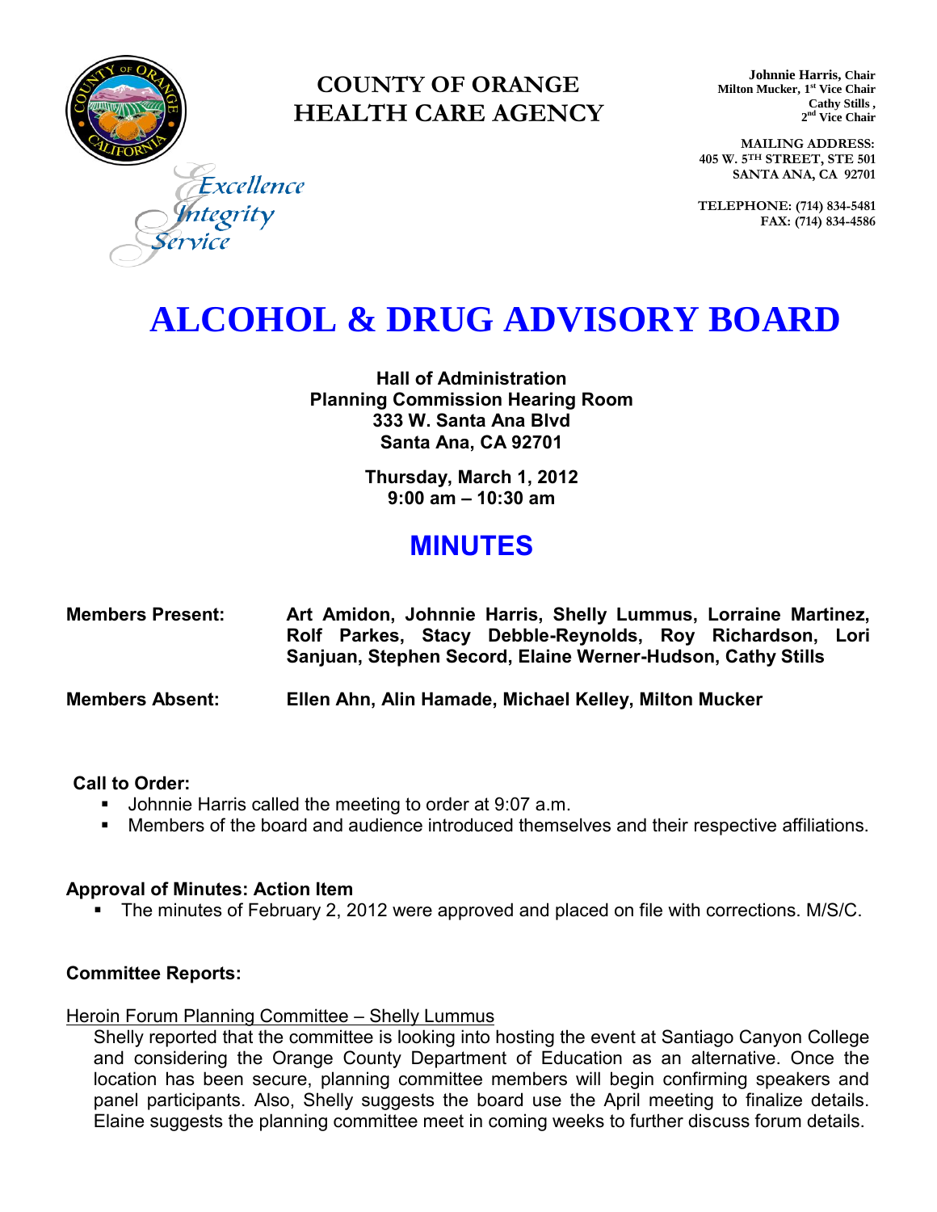# COUNTY OF ORANGE
# HEALTH CARE AGENCY

Excellence
Integrity
Service

**Johnnie Harris, Chair**
**Milton Mucker, 1st Vice Chair**
**Cathy Stills, 2nd Vice Chair**

**MAILING ADDRESS:**
**405 W. 5TH STREET, STE 501**
**SANTA ANA, CA 92701**

**TELEPHONE: (714) 834-5481**
**FAX: (714) 834-4586**

# ALCOHOL & DRUG ADVISORY BOARD

**Hall of Administration**
**Planning Commission Hearing Room**
**333 W. Santa Ana Blvd**
**Santa Ana, CA 92701**

**Thursday, March 1, 2012**
**9:00 am – 10:30 am**

## MINUTES

**Members Present:** **Art Amidon, Johnnie Harris, Shelly Lummus, Lorraine Martinez, Rolf Parkes, Stacy Debble-Reynolds, Roy Richardson, Lori Sanjuan, Stephen Secord, Elaine Werner-Hudson, Cathy Stills**

**Members Absent:** **Ellen Ahn, Alin Hamade, Michael Kelley, Milton Mucker**

### Call to Order:

- Johnnie Harris called the meeting to order at 9:07 a.m.
- Members of the board and audience introduced themselves and their respective affiliations.

### Approval of Minutes: Action Item

- The minutes of February 2, 2012 were approved and placed on file with corrections. M/S/C.

### Committee Reports:

Heroin Forum Planning Committee – Shelly Lummus

Shelly reported that the committee is looking into hosting the event at Santiago Canyon College and considering the Orange County Department of Education as an alternative. Once the location has been secure, planning committee members will begin confirming speakers and panel participants. Also, Shelly suggests the board use the April meeting to finalize details. Elaine suggests the planning committee meet in coming weeks to further discuss forum details.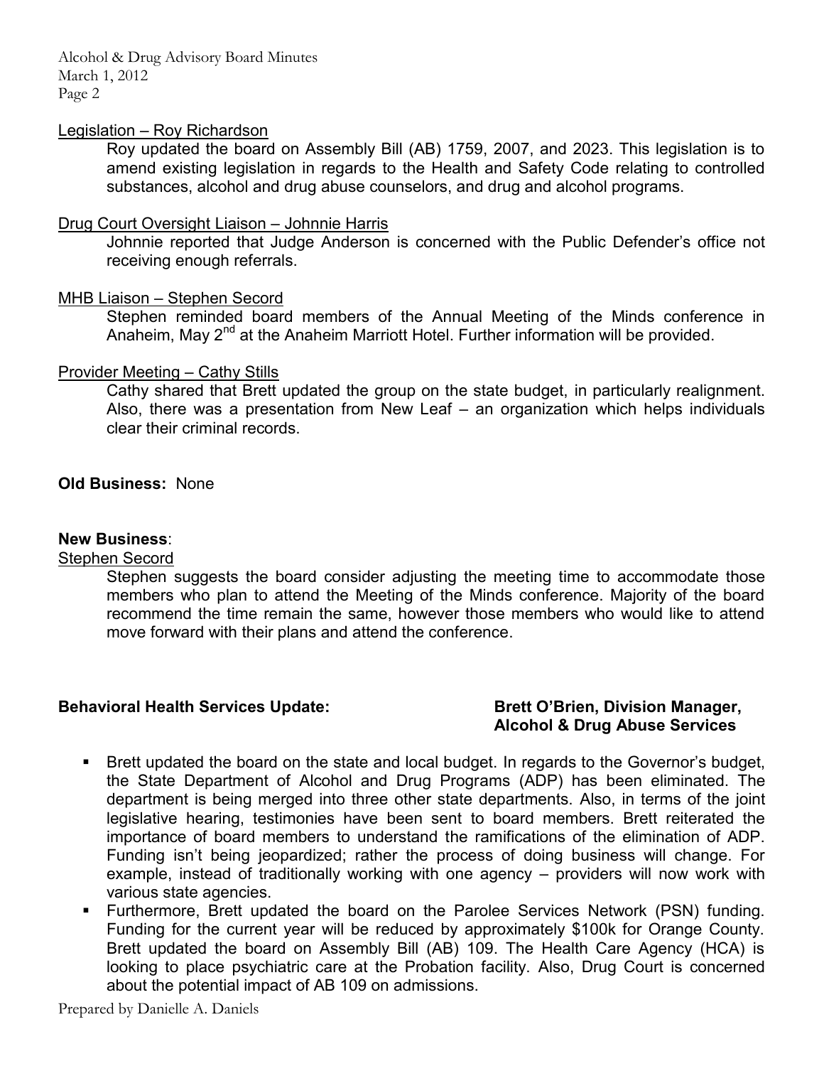Legislation – Roy Richardson

Roy updated the board on Assembly Bill (AB) 1759, 2007, and 2023. This legislation is to amend existing legislation in regards to the Health and Safety Code relating to controlled substances, alcohol and drug abuse counselors, and drug and alcohol programs.

Drug Court Oversight Liaison – Johnnie Harris

Johnnie reported that Judge Anderson is concerned with the Public Defender's office not receiving enough referrals.

MHB Liaison – Stephen Secord

Stephen reminded board members of the Annual Meeting of the Minds conference in Anaheim, May 2nd at the Anaheim Marriott Hotel. Further information will be provided.

Provider Meeting – Cathy Stills

Cathy shared that Brett updated the group on the state budget, in particularly realignment. Also, there was a presentation from New Leaf – an organization which helps individuals clear their criminal records.

**Old Business:** None

**New Business**:

Stephen Secord

Stephen suggests the board consider adjusting the meeting time to accommodate those members who plan to attend the Meeting of the Minds conference. Majority of the board recommend the time remain the same, however those members who would like to attend move forward with their plans and attend the conference.

**Behavioral Health Services Update:** **Brett O'Brien, Division Manager, Alcohol & Drug Abuse Services**

- Brett updated the board on the state and local budget. In regards to the Governor's budget, the State Department of Alcohol and Drug Programs (ADP) has been eliminated. The department is being merged into three other state departments. Also, in terms of the joint legislative hearing, testimonies have been sent to board members. Brett reiterated the importance of board members to understand the ramifications of the elimination of ADP. Funding isn't being jeopardized; rather the process of doing business will change. For example, instead of traditionally working with one agency – providers will now work with various state agencies.
- Furthermore, Brett updated the board on the Parolee Services Network (PSN) funding. Funding for the current year will be reduced by approximately $100k for Orange County. Brett updated the board on Assembly Bill (AB) 109. The Health Care Agency (HCA) is looking to place psychiatric care at the Probation facility. Also, Drug Court is concerned about the potential impact of AB 109 on admissions.

Prepared by Danielle A. Daniels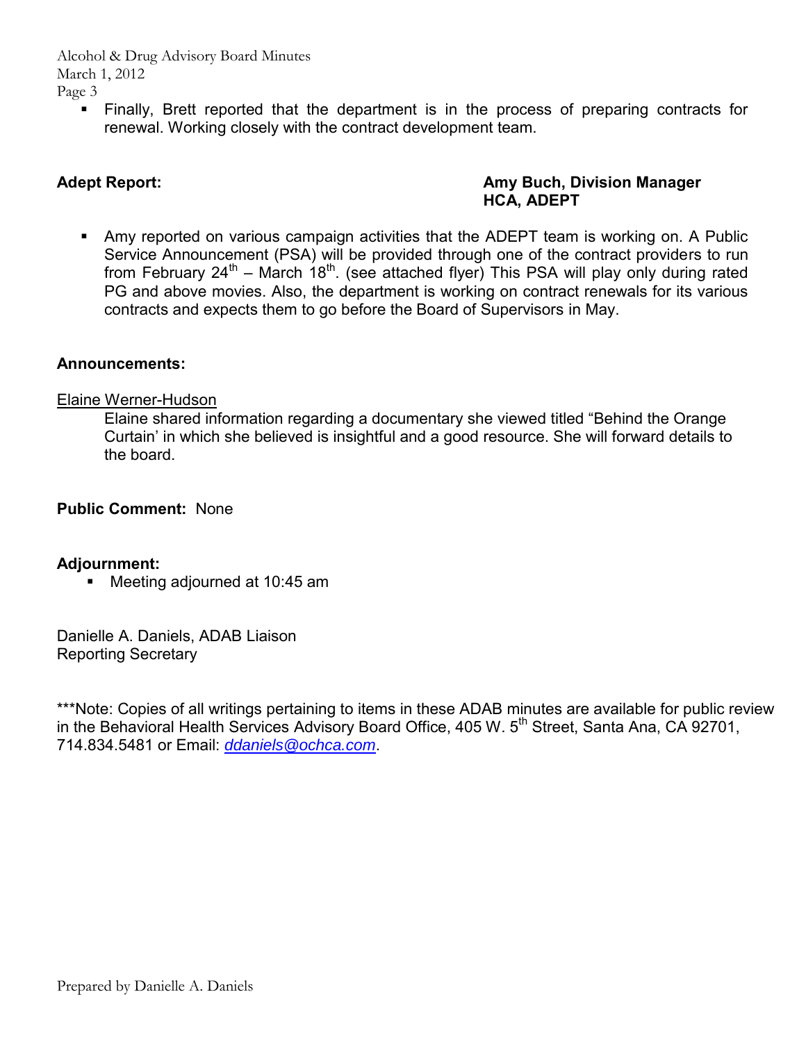- Finally, Brett reported that the department is in the process of preparing contracts for renewal. Working closely with the contract development team.

**Adept Report:** **Amy Buch, Division Manager HCA, ADEPT**

- Amy reported on various campaign activities that the ADEPT team is working on. A Public Service Announcement (PSA) will be provided through one of the contract providers to run from February 24th – March 18th. (see attached flyer) This PSA will play only during rated PG and above movies. Also, the department is working on contract renewals for its various contracts and expects them to go before the Board of Supervisors in May.

**Announcements:**

Elaine Werner-Hudson

Elaine shared information regarding a documentary she viewed titled "Behind the Orange Curtain' in which she believed is insightful and a good resource. She will forward details to the board.

**Public Comment:** None

**Adjournment:**

- Meeting adjourned at 10:45 am

Danielle A. Daniels, ADAB Liaison
Reporting Secretary

***Note: Copies of all writings pertaining to items in these ADAB minutes are available for public review in the Behavioral Health Services Advisory Board Office, 405 W. 5th Street, Santa Ana, CA 92701, 714.834.5481 or Email: *ddaniels@ochca.com*.

Prepared by Danielle A. Daniels